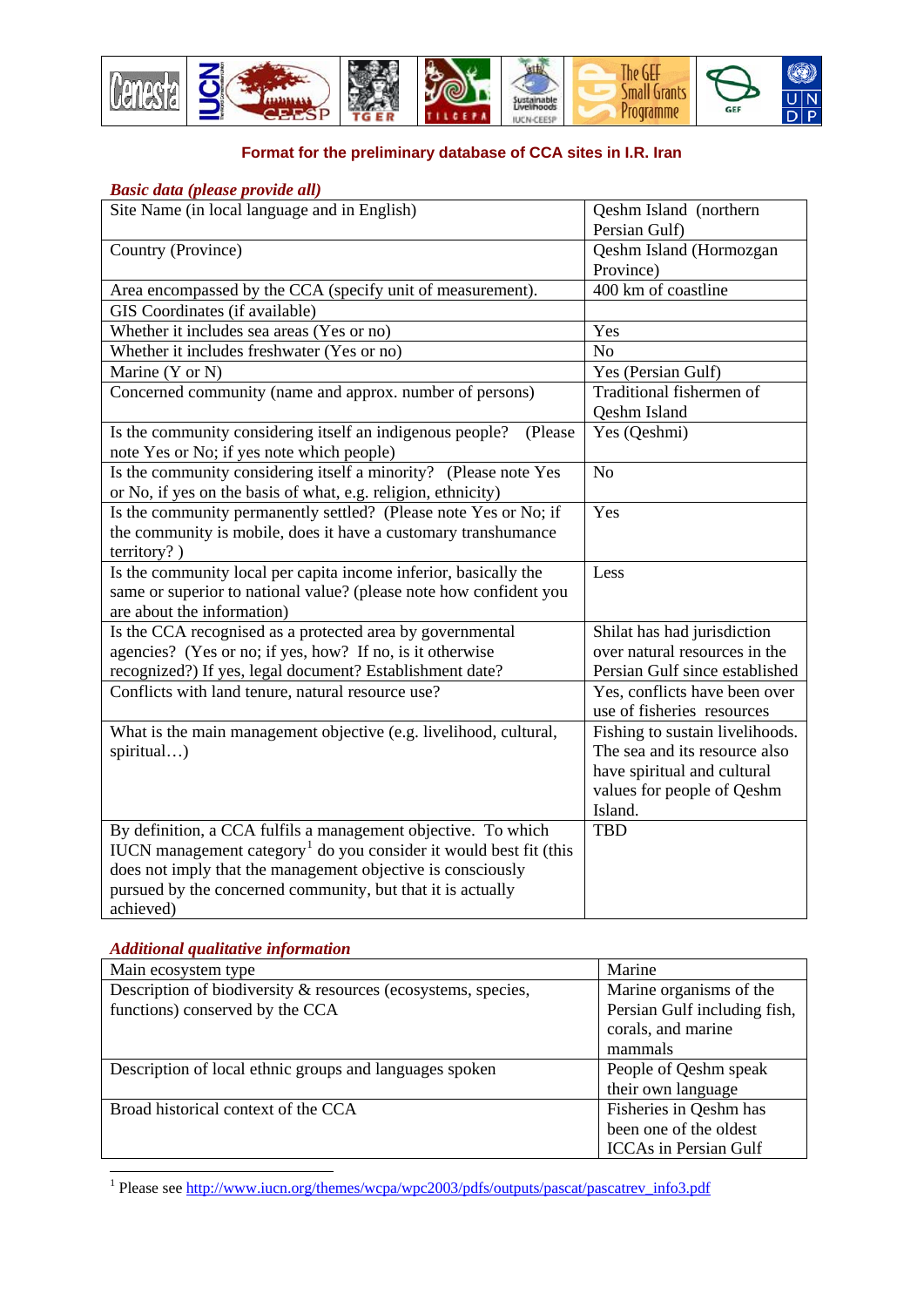## Format for the preliminary database of CCA sites in I.R. Iran

***Basic data (please provide all)***

| | |
|---|---|
| Site Name (in local language and in English) | Qeshm Island (northern Persian Gulf) |
| Country (Province) | Qeshm Island (Hormozgan Province) |
| Area encompassed by the CCA (specify unit of measurement). | 400 km of coastline |
| GIS Coordinates (if available) | |
| Whether it includes sea areas (Yes or no) | Yes |
| Whether it includes freshwater (Yes or no) | No |
| Marine (Y or N) | Yes (Persian Gulf) |
| Concerned community (name and approx. number of persons) | Traditional fishermen of Qeshm Island |
| Is the community considering itself an indigenous people? (Please note Yes or No; if yes note which people) | Yes (Qeshmi) |
| Is the community considering itself a minority? (Please note Yes or No, if yes on the basis of what, e.g. religion, ethnicity) | No |
| Is the community permanently settled? (Please note Yes or No; if the community is mobile, does it have a customary transhumance territory? ) | Yes |
| Is the community local per capita income inferior, basically the same or superior to national value? (please note how confident you are about the information) | Less |
| Is the CCA recognised as a protected area by governmental agencies? (Yes or no; if yes, how? If no, is it otherwise recognized?) If yes, legal document? Establishment date? | Shilat has had jurisdiction over natural resources in the Persian Gulf since established |
| Conflicts with land tenure, natural resource use? | Yes, conflicts have been over use of fisheries resources |
| What is the main management objective (e.g. livelihood, cultural, spiritual…) | Fishing to sustain livelihoods. The sea and its resource also have spiritual and cultural values for people of Qeshm Island. |
| By definition, a CCA fulfils a management objective. To which IUCN management category[1] do you consider it would best fit (this does not imply that the management objective is consciously pursued by the concerned community, but that it is actually achieved) | TBD |

***Additional qualitative information***

| | |
|---|---|
| Main ecosystem type | Marine |
| Description of biodiversity & resources (ecosystems, species, functions) conserved by the CCA | Marine organisms of the Persian Gulf including fish, corals, and marine mammals |
| Description of local ethnic groups and languages spoken | People of Qeshm speak their own language |
| Broad historical context of the CCA | Fisheries in Qeshm has been one of the oldest ICCAs in Persian Gulf |

[1] Please see http://www.iucn.org/themes/wcpa/wpc2003/pdfs/outputs/pascat/pascatrev_info3.pdf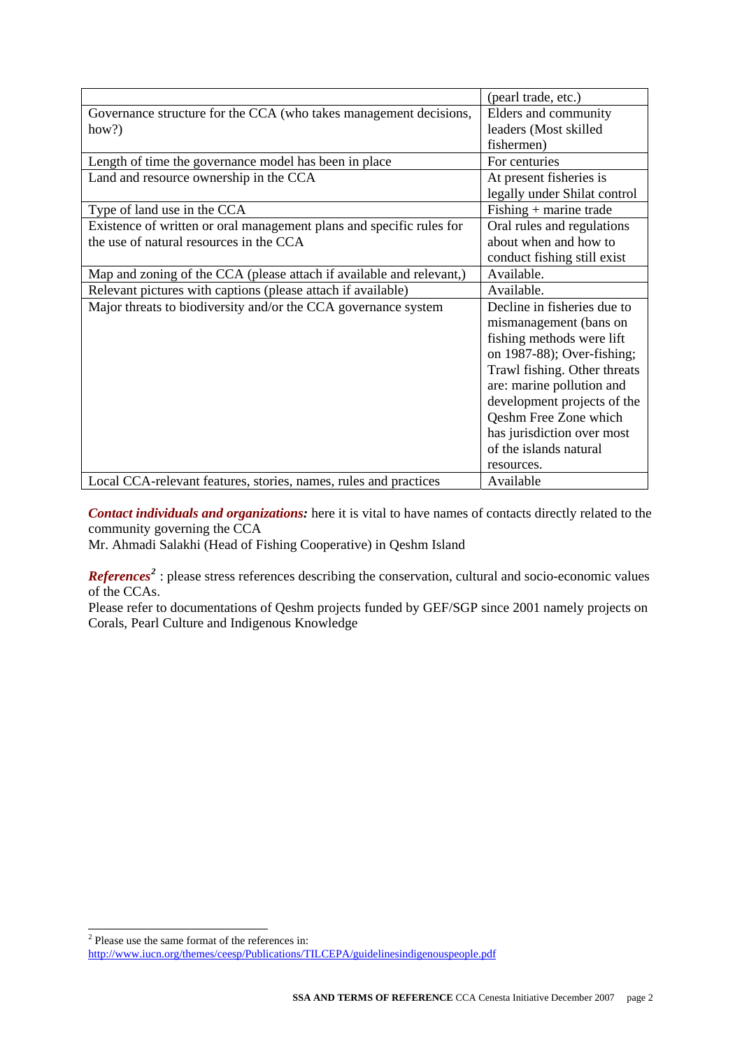| | |
|---|---|
| | (pearl trade, etc.) |
| Governance structure for the CCA (who takes management decisions, how?) | Elders and community leaders (Most skilled fishermen) |
| Length of time the governance model has been in place | For centuries |
| Land and resource ownership in the CCA | At present fisheries is legally under Shilat control |
| Type of land use in the CCA | Fishing + marine trade |
| Existence of written or oral management plans and specific rules for the use of natural resources in the CCA | Oral rules and regulations about when and how to conduct fishing still exist |
| Map and zoning of the CCA (please attach if available and relevant,) | Available. |
| Relevant pictures with captions (please attach if available) | Available. |
| Major threats to biodiversity and/or the CCA governance system | Decline in fisheries due to mismanagement (bans on fishing methods were lift on 1987-88); Over-fishing; Trawl fishing. Other threats are: marine pollution and development projects of the Qeshm Free Zone which has jurisdiction over most of the islands natural resources. |
| Local CCA-relevant features, stories, names, rules and practices | Available |

***Contact individuals and organizations:*** here it is vital to have names of contacts directly related to the community governing the CCA

Mr. Ahmadi Salakhi (Head of Fishing Cooperative) in Qeshm Island

***References***[2] : please stress references describing the conservation, cultural and socio-economic values of the CCAs.

Please refer to documentations of Qeshm projects funded by GEF/SGP since 2001 namely projects on Corals, Pearl Culture and Indigenous Knowledge

---

[2] Please use the same format of the references in: http://www.iucn.org/themes/ceesp/Publications/TILCEPA/guidelinesindigenouspeople.pdf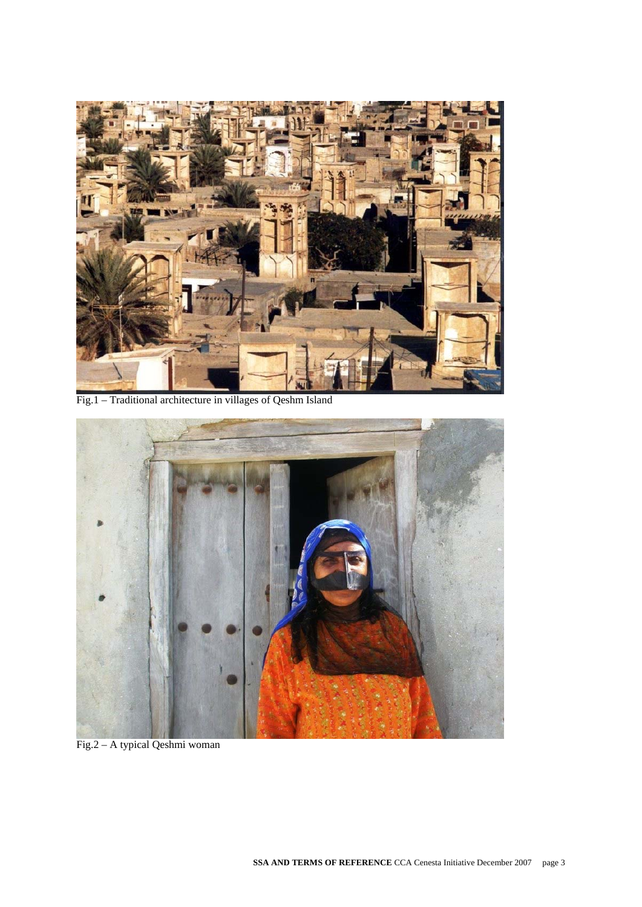Fig.1 – Traditional architecture in villages of Qeshm Island

Fig.2 – A typical Qeshmi woman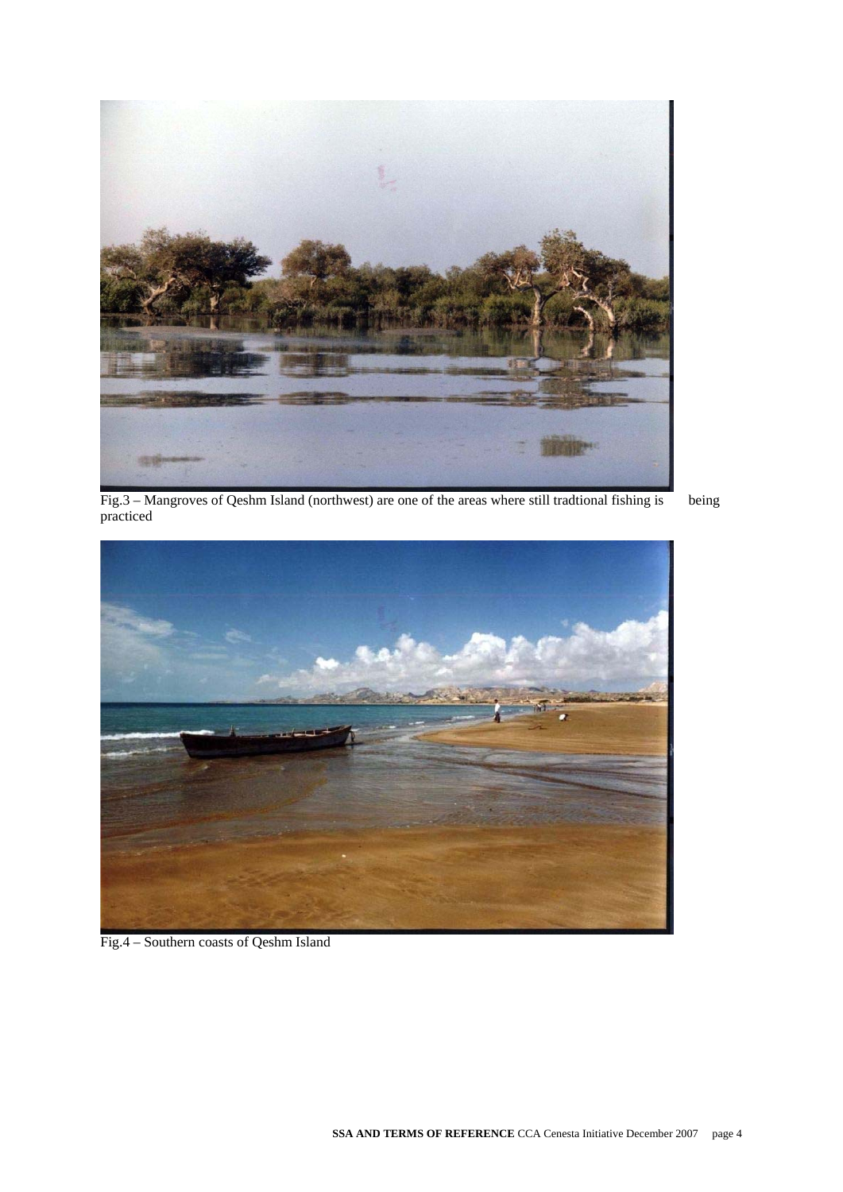Fig.3 – Mangroves of Qeshm Island (northwest) are one of the areas where still tradtional fishing is being practiced

Fig.4 – Southern coasts of Qeshm Island